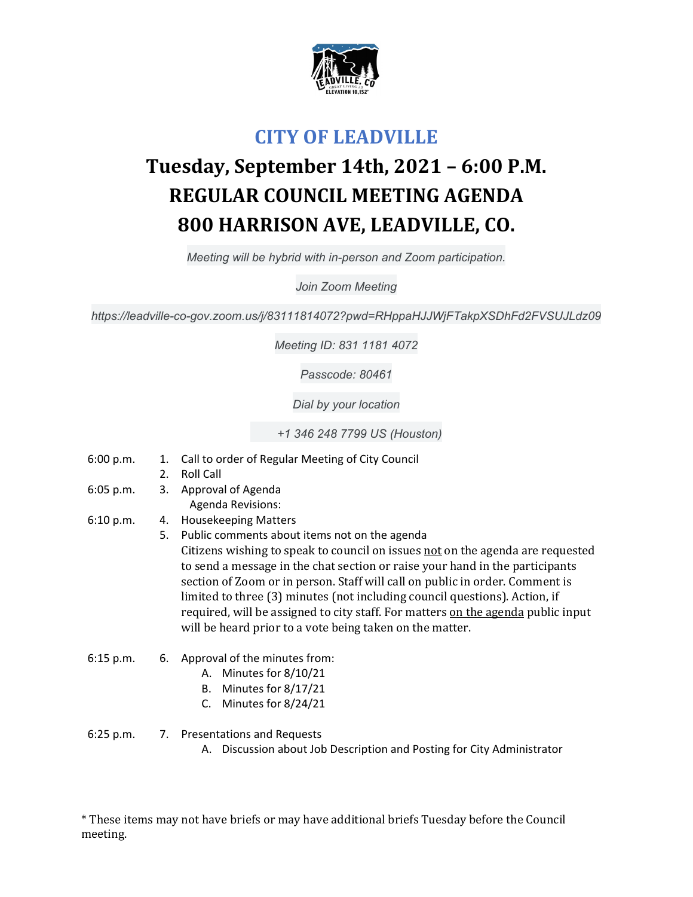# CITY OF LEADVILLE

## Tuesday, September 14th, 2021 – 6:00 P.M.
## REGULAR COUNCIL MEETING AGENDA
## 800 HARRISON AVE, LEADVILLE, CO.

*Meeting will be hybrid with in-person and Zoom participation.*

*Join Zoom Meeting*

*https://leadville-co-gov.zoom.us/j/83111814072?pwd=RHppaHJJWjFTakpXSDhFd2FVSUJLdz09*

*Meeting ID: 831 1181 4072*

*Passcode: 80461*

*Dial by your location*

*+1 346 248 7799 US (Houston)*

6:00 p.m. 1. Call to order of Regular Meeting of City Council

2. Roll Call

6:05 p.m. 3. Approval of Agenda
   Agenda Revisions:

6:10 p.m. 4. Housekeeping Matters

5. Public comments about items not on the agenda
   Citizens wishing to speak to council on issues not on the agenda are requested to send a message in the chat section or raise your hand in the participants section of Zoom or in person. Staff will call on public in order. Comment is limited to three (3) minutes (not including council questions). Action, if required, will be assigned to city staff. For matters on the agenda public input will be heard prior to a vote being taken on the matter.

6:15 p.m. 6. Approval of the minutes from:
   A. Minutes for 8/10/21
   B. Minutes for 8/17/21
   C. Minutes for 8/24/21

6:25 p.m. 7. Presentations and Requests
   A. Discussion about Job Description and Posting for City Administrator

* These items may not have briefs or may have additional briefs Tuesday before the Council meeting.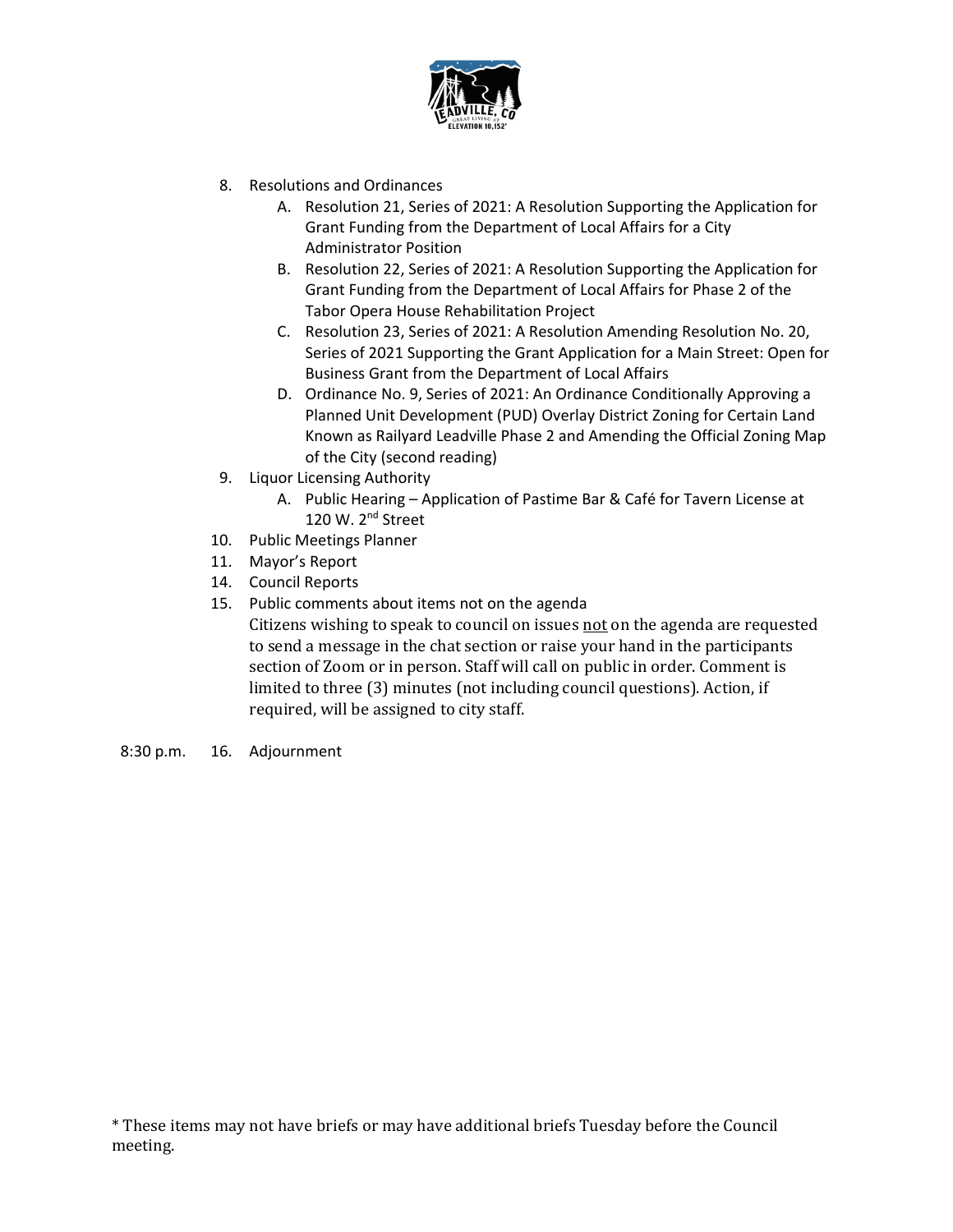8. Resolutions and Ordinances
   - A. Resolution 21, Series of 2021: A Resolution Supporting the Application for Grant Funding from the Department of Local Affairs for a City Administrator Position
   - B. Resolution 22, Series of 2021: A Resolution Supporting the Application for Grant Funding from the Department of Local Affairs for Phase 2 of the Tabor Opera House Rehabilitation Project
   - C. Resolution 23, Series of 2021: A Resolution Amending Resolution No. 20, Series of 2021 Supporting the Grant Application for a Main Street: Open for Business Grant from the Department of Local Affairs
   - D. Ordinance No. 9, Series of 2021: An Ordinance Conditionally Approving a Planned Unit Development (PUD) Overlay District Zoning for Certain Land Known as Railyard Leadville Phase 2 and Amending the Official Zoning Map of the City (second reading)
9. Liquor Licensing Authority
   - A. Public Hearing – Application of Pastime Bar & Café for Tavern License at 120 W. 2nd Street
10. Public Meetings Planner
11. Mayor's Report
14. Council Reports
15. Public comments about items not on the agenda

    Citizens wishing to speak to council on issues not on the agenda are requested to send a message in the chat section or raise your hand in the participants section of Zoom or in person. Staff will call on public in order. Comment is limited to three (3) minutes (not including council questions). Action, if required, will be assigned to city staff.

8:30 p.m. 16. Adjournment

* These items may not have briefs or may have additional briefs Tuesday before the Council meeting.